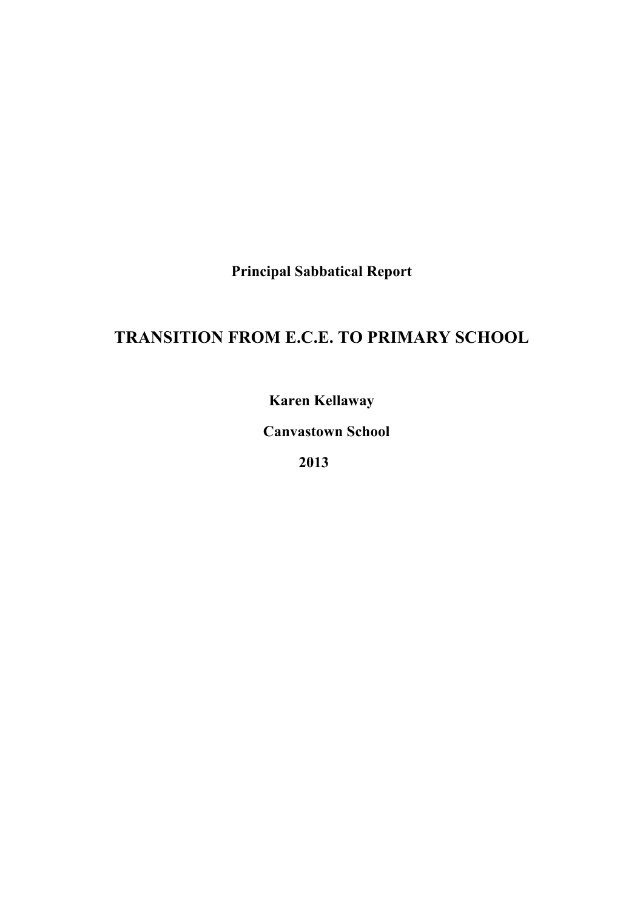**Principal Sabbatical Report**

# TRANSITION FROM E.C.E. TO PRIMARY SCHOOL

**Karen Kellaway**

**Canvastown School**

**2013**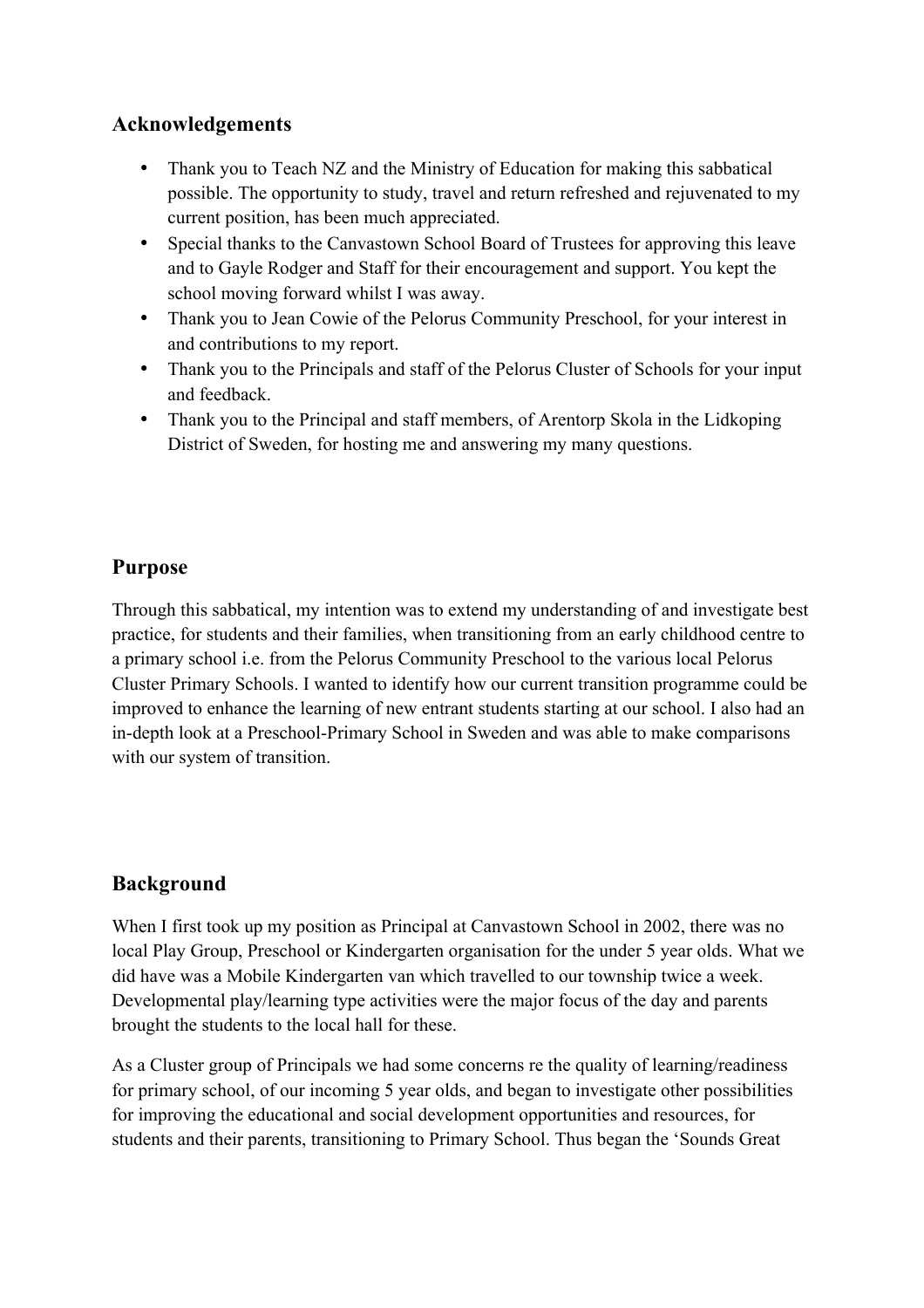## Acknowledgements

- Thank you to Teach NZ and the Ministry of Education for making this sabbatical possible. The opportunity to study, travel and return refreshed and rejuvenated to my current position, has been much appreciated.
- Special thanks to the Canvastown School Board of Trustees for approving this leave and to Gayle Rodger and Staff for their encouragement and support. You kept the school moving forward whilst I was away.
- Thank you to Jean Cowie of the Pelorus Community Preschool, for your interest in and contributions to my report.
- Thank you to the Principals and staff of the Pelorus Cluster of Schools for your input and feedback.
- Thank you to the Principal and staff members, of Arentorp Skola in the Lidkoping District of Sweden, for hosting me and answering my many questions.

## Purpose

Through this sabbatical, my intention was to extend my understanding of and investigate best practice, for students and their families, when transitioning from an early childhood centre to a primary school i.e. from the Pelorus Community Preschool to the various local Pelorus Cluster Primary Schools. I wanted to identify how our current transition programme could be improved to enhance the learning of new entrant students starting at our school. I also had an in-depth look at a Preschool-Primary School in Sweden and was able to make comparisons with our system of transition.

## Background

When I first took up my position as Principal at Canvastown School in 2002, there was no local Play Group, Preschool or Kindergarten organisation for the under 5 year olds. What we did have was a Mobile Kindergarten van which travelled to our township twice a week. Developmental play/learning type activities were the major focus of the day and parents brought the students to the local hall for these.

As a Cluster group of Principals we had some concerns re the quality of learning/readiness for primary school, of our incoming 5 year olds, and began to investigate other possibilities for improving the educational and social development opportunities and resources, for students and their parents, transitioning to Primary School. Thus began the 'Sounds Great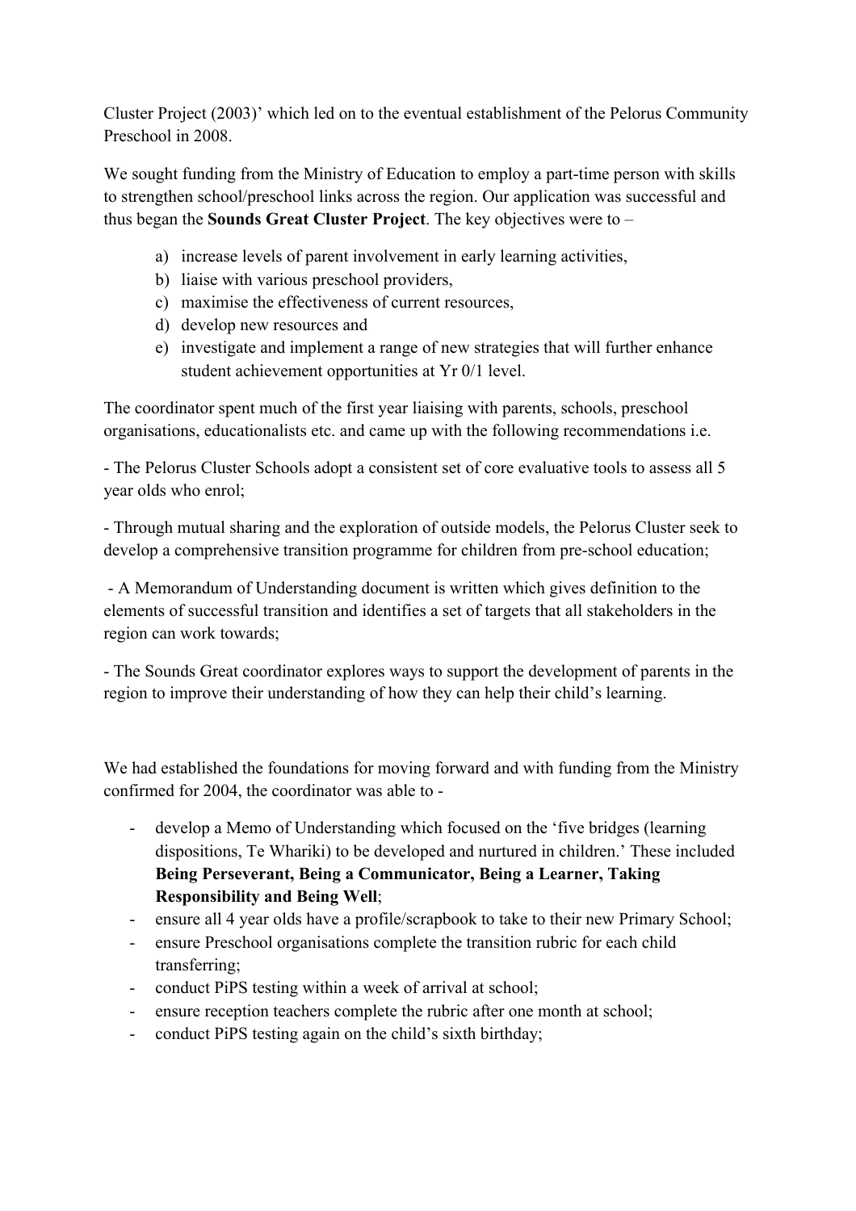Cluster Project (2003)' which led on to the eventual establishment of the Pelorus Community Preschool in 2008.

We sought funding from the Ministry of Education to employ a part-time person with skills to strengthen school/preschool links across the region. Our application was successful and thus began the **Sounds Great Cluster Project**. The key objectives were to –

a) increase levels of parent involvement in early learning activities,
b) liaise with various preschool providers,
c) maximise the effectiveness of current resources,
d) develop new resources and
e) investigate and implement a range of new strategies that will further enhance student achievement opportunities at Yr 0/1 level.

The coordinator spent much of the first year liaising with parents, schools, preschool organisations, educationalists etc. and came up with the following recommendations i.e.

- The Pelorus Cluster Schools adopt a consistent set of core evaluative tools to assess all 5 year olds who enrol;

- Through mutual sharing and the exploration of outside models, the Pelorus Cluster seek to develop a comprehensive transition programme for children from pre-school education;

- A Memorandum of Understanding document is written which gives definition to the elements of successful transition and identifies a set of targets that all stakeholders in the region can work towards;

- The Sounds Great coordinator explores ways to support the development of parents in the region to improve their understanding of how they can help their child's learning.

We had established the foundations for moving forward and with funding from the Ministry confirmed for 2004, the coordinator was able to -

- develop a Memo of Understanding which focused on the 'five bridges (learning dispositions, Te Whariki) to be developed and nurtured in children.' These included **Being Perseverant, Being a Communicator, Being a Learner, Taking Responsibility and Being Well**;
- ensure all 4 year olds have a profile/scrapbook to take to their new Primary School;
- ensure Preschool organisations complete the transition rubric for each child transferring;
- conduct PiPS testing within a week of arrival at school;
- ensure reception teachers complete the rubric after one month at school;
- conduct PiPS testing again on the child's sixth birthday;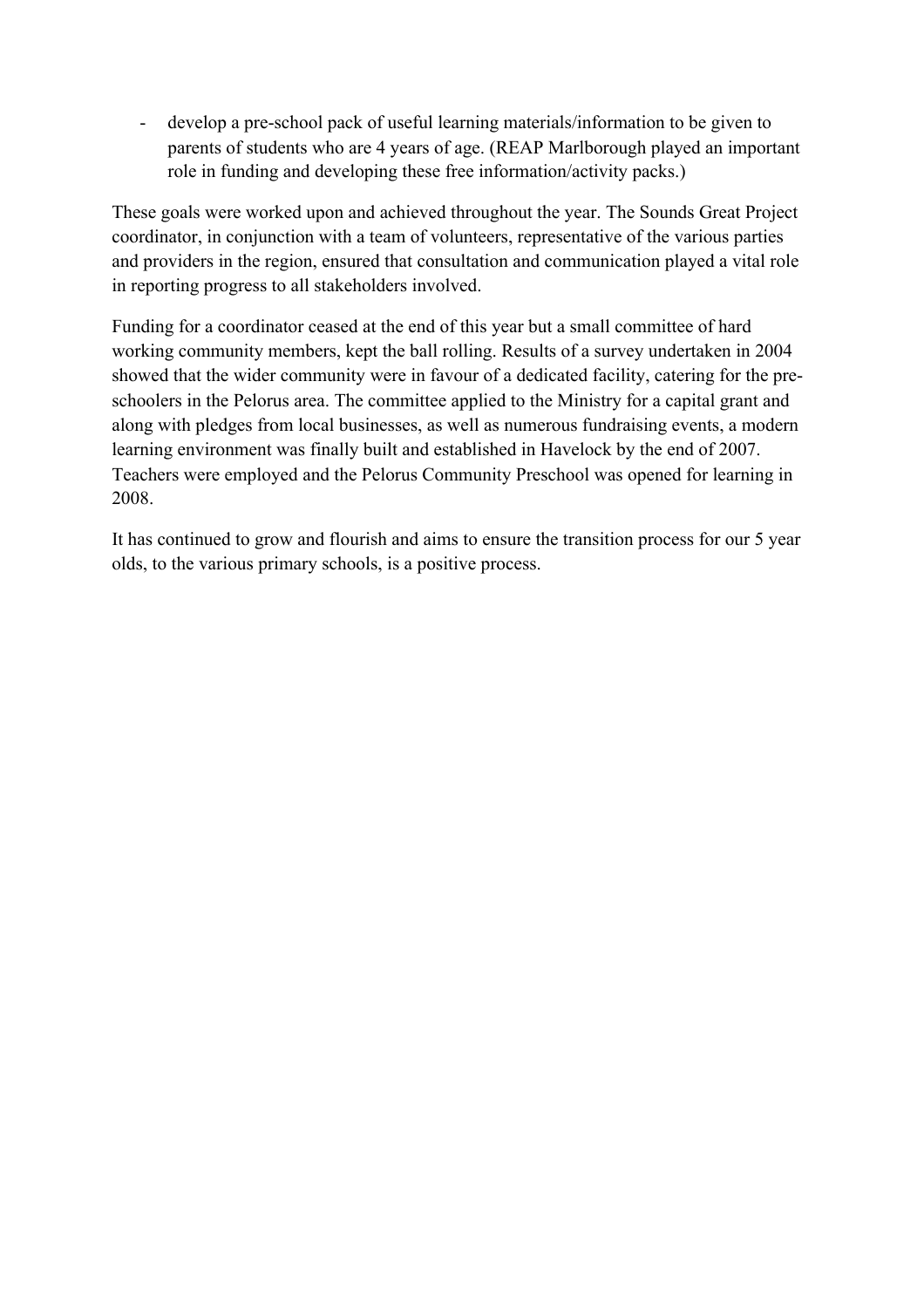- develop a pre-school pack of useful learning materials/information to be given to parents of students who are 4 years of age. (REAP Marlborough played an important role in funding and developing these free information/activity packs.)

These goals were worked upon and achieved throughout the year. The Sounds Great Project coordinator, in conjunction with a team of volunteers, representative of the various parties and providers in the region, ensured that consultation and communication played a vital role in reporting progress to all stakeholders involved.

Funding for a coordinator ceased at the end of this year but a small committee of hard working community members, kept the ball rolling. Results of a survey undertaken in 2004 showed that the wider community were in favour of a dedicated facility, catering for the pre-schoolers in the Pelorus area. The committee applied to the Ministry for a capital grant and along with pledges from local businesses, as well as numerous fundraising events, a modern learning environment was finally built and established in Havelock by the end of 2007. Teachers were employed and the Pelorus Community Preschool was opened for learning in 2008.

It has continued to grow and flourish and aims to ensure the transition process for our 5 year olds, to the various primary schools, is a positive process.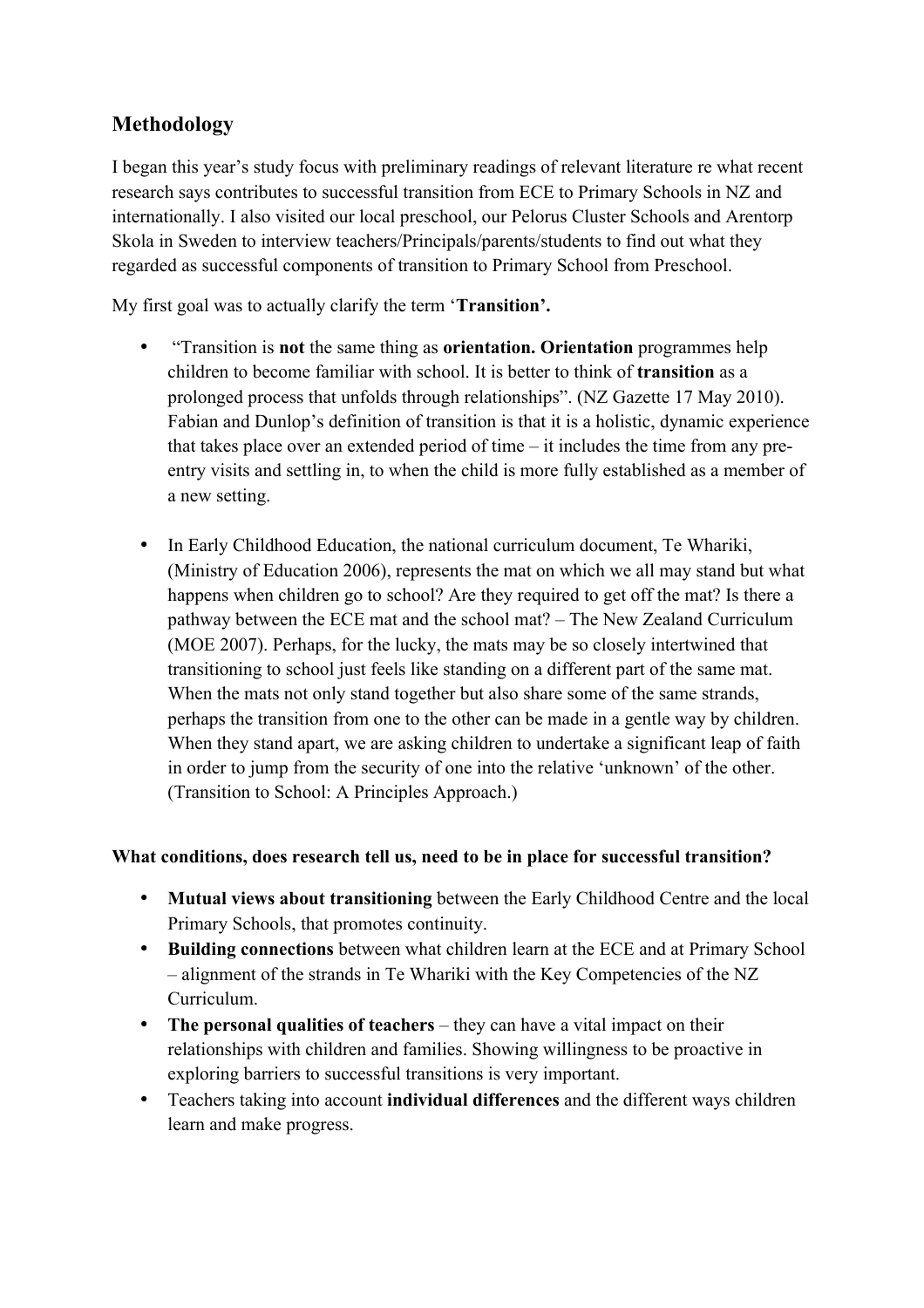## Methodology

I began this year's study focus with preliminary readings of relevant literature re what recent research says contributes to successful transition from ECE to Primary Schools in NZ and internationally. I also visited our local preschool, our Pelorus Cluster Schools and Arentorp Skola in Sweden to interview teachers/Principals/parents/students to find out what they regarded as successful components of transition to Primary School from Preschool.

My first goal was to actually clarify the term '**Transition'.**

- "Transition is **not** the same thing as **orientation. Orientation** programmes help children to become familiar with school. It is better to think of **transition** as a prolonged process that unfolds through relationships". (NZ Gazette 17 May 2010). Fabian and Dunlop's definition of transition is that it is a holistic, dynamic experience that takes place over an extended period of time – it includes the time from any pre-entry visits and settling in, to when the child is more fully established as a member of a new setting.

- In Early Childhood Education, the national curriculum document, Te Whariki, (Ministry of Education 2006), represents the mat on which we all may stand but what happens when children go to school? Are they required to get off the mat? Is there a pathway between the ECE mat and the school mat? – The New Zealand Curriculum (MOE 2007). Perhaps, for the lucky, the mats may be so closely intertwined that transitioning to school just feels like standing on a different part of the same mat. When the mats not only stand together but also share some of the same strands, perhaps the transition from one to the other can be made in a gentle way by children. When they stand apart, we are asking children to undertake a significant leap of faith in order to jump from the security of one into the relative 'unknown' of the other. (Transition to School: A Principles Approach.)

**What conditions, does research tell us, need to be in place for successful transition?**

- **Mutual views about transitioning** between the Early Childhood Centre and the local Primary Schools, that promotes continuity.
- **Building connections** between what children learn at the ECE and at Primary School – alignment of the strands in Te Whariki with the Key Competencies of the NZ Curriculum.
- **The personal qualities of teachers** – they can have a vital impact on their relationships with children and families. Showing willingness to be proactive in exploring barriers to successful transitions is very important.
- Teachers taking into account **individual differences** and the different ways children learn and make progress.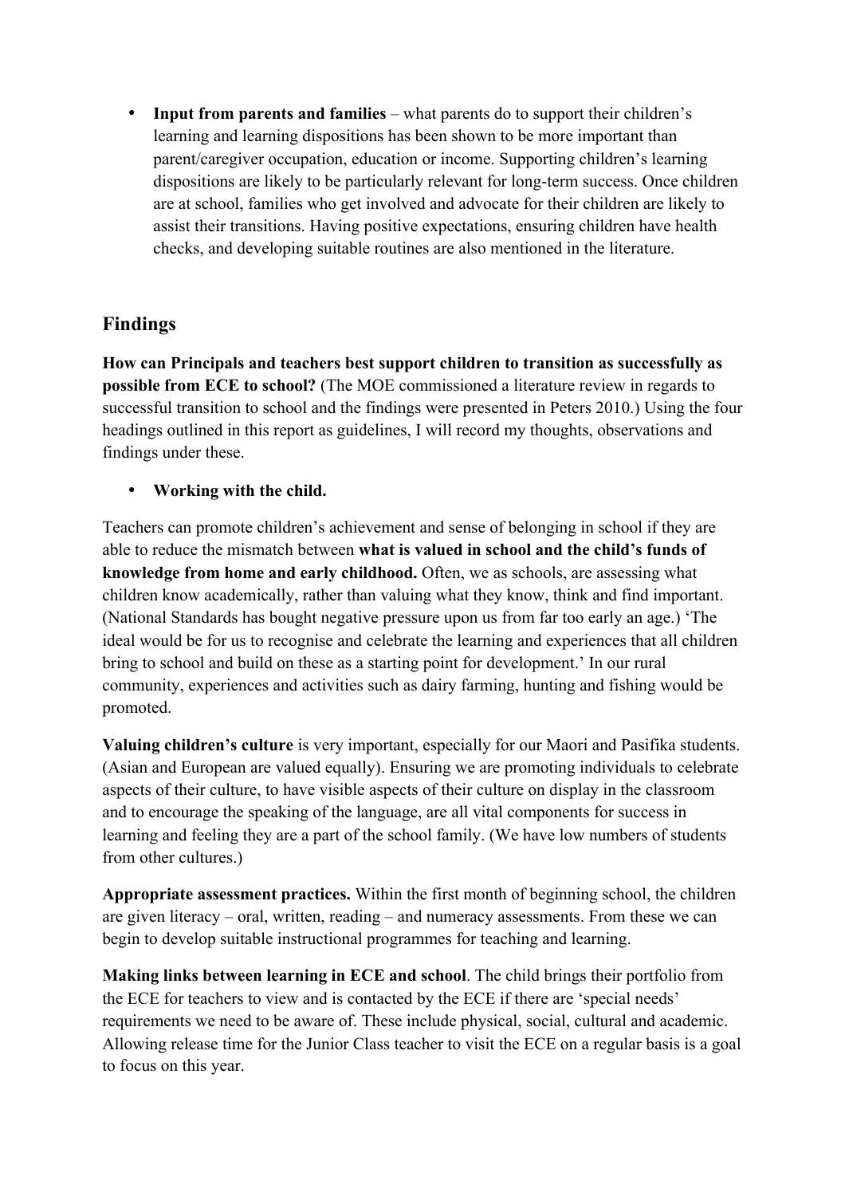- **Input from parents and families** – what parents do to support their children's learning and learning dispositions has been shown to be more important than parent/caregiver occupation, education or income. Supporting children's learning dispositions are likely to be particularly relevant for long-term success. Once children are at school, families who get involved and advocate for their children are likely to assist their transitions. Having positive expectations, ensuring children have health checks, and developing suitable routines are also mentioned in the literature.

## Findings

**How can Principals and teachers best support children to transition as successfully as possible from ECE to school?** (The MOE commissioned a literature review in regards to successful transition to school and the findings were presented in Peters 2010.) Using the four headings outlined in this report as guidelines, I will record my thoughts, observations and findings under these.

- **Working with the child.**

Teachers can promote children's achievement and sense of belonging in school if they are able to reduce the mismatch between **what is valued in school and the child's funds of knowledge from home and early childhood.** Often, we as schools, are assessing what children know academically, rather than valuing what they know, think and find important. (National Standards has bought negative pressure upon us from far too early an age.) 'The ideal would be for us to recognise and celebrate the learning and experiences that all children bring to school and build on these as a starting point for development.' In our rural community, experiences and activities such as dairy farming, hunting and fishing would be promoted.

**Valuing children's culture** is very important, especially for our Maori and Pasifika students. (Asian and European are valued equally). Ensuring we are promoting individuals to celebrate aspects of their culture, to have visible aspects of their culture on display in the classroom and to encourage the speaking of the language, are all vital components for success in learning and feeling they are a part of the school family. (We have low numbers of students from other cultures.)

**Appropriate assessment practices.** Within the first month of beginning school, the children are given literacy – oral, written, reading – and numeracy assessments. From these we can begin to develop suitable instructional programmes for teaching and learning.

**Making links between learning in ECE and school**. The child brings their portfolio from the ECE for teachers to view and is contacted by the ECE if there are 'special needs' requirements we need to be aware of. These include physical, social, cultural and academic. Allowing release time for the Junior Class teacher to visit the ECE on a regular basis is a goal to focus on this year.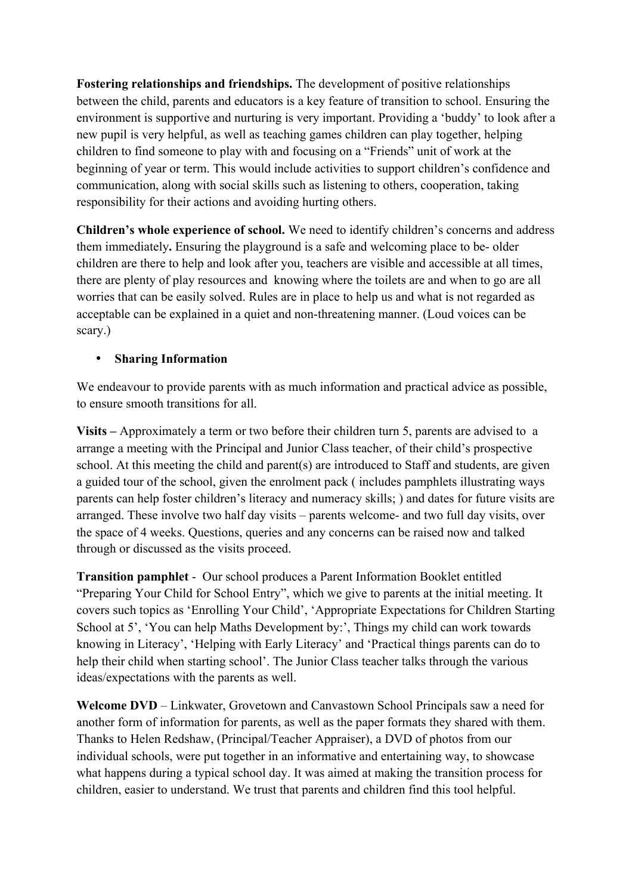**Fostering relationships and friendships.** The development of positive relationships between the child, parents and educators is a key feature of transition to school. Ensuring the environment is supportive and nurturing is very important. Providing a 'buddy' to look after a new pupil is very helpful, as well as teaching games children can play together, helping children to find someone to play with and focusing on a "Friends" unit of work at the beginning of year or term. This would include activities to support children's confidence and communication, along with social skills such as listening to others, cooperation, taking responsibility for their actions and avoiding hurting others.

**Children's whole experience of school.** We need to identify children's concerns and address them immediately**.** Ensuring the playground is a safe and welcoming place to be- older children are there to help and look after you, teachers are visible and accessible at all times, there are plenty of play resources and knowing where the toilets are and when to go are all worries that can be easily solved. Rules are in place to help us and what is not regarded as acceptable can be explained in a quiet and non-threatening manner. (Loud voices can be scary.)

- **Sharing Information**

We endeavour to provide parents with as much information and practical advice as possible, to ensure smooth transitions for all.

**Visits –** Approximately a term or two before their children turn 5, parents are advised to a arrange a meeting with the Principal and Junior Class teacher, of their child's prospective school. At this meeting the child and parent(s) are introduced to Staff and students, are given a guided tour of the school, given the enrolment pack ( includes pamphlets illustrating ways parents can help foster children's literacy and numeracy skills; ) and dates for future visits are arranged. These involve two half day visits – parents welcome- and two full day visits, over the space of 4 weeks. Questions, queries and any concerns can be raised now and talked through or discussed as the visits proceed.

**Transition pamphlet** - Our school produces a Parent Information Booklet entitled "Preparing Your Child for School Entry", which we give to parents at the initial meeting. It covers such topics as 'Enrolling Your Child', 'Appropriate Expectations for Children Starting School at 5', 'You can help Maths Development by:', Things my child can work towards knowing in Literacy', 'Helping with Early Literacy' and 'Practical things parents can do to help their child when starting school'. The Junior Class teacher talks through the various ideas/expectations with the parents as well.

**Welcome DVD** – Linkwater, Grovetown and Canvastown School Principals saw a need for another form of information for parents, as well as the paper formats they shared with them. Thanks to Helen Redshaw, (Principal/Teacher Appraiser), a DVD of photos from our individual schools, were put together in an informative and entertaining way, to showcase what happens during a typical school day. It was aimed at making the transition process for children, easier to understand. We trust that parents and children find this tool helpful.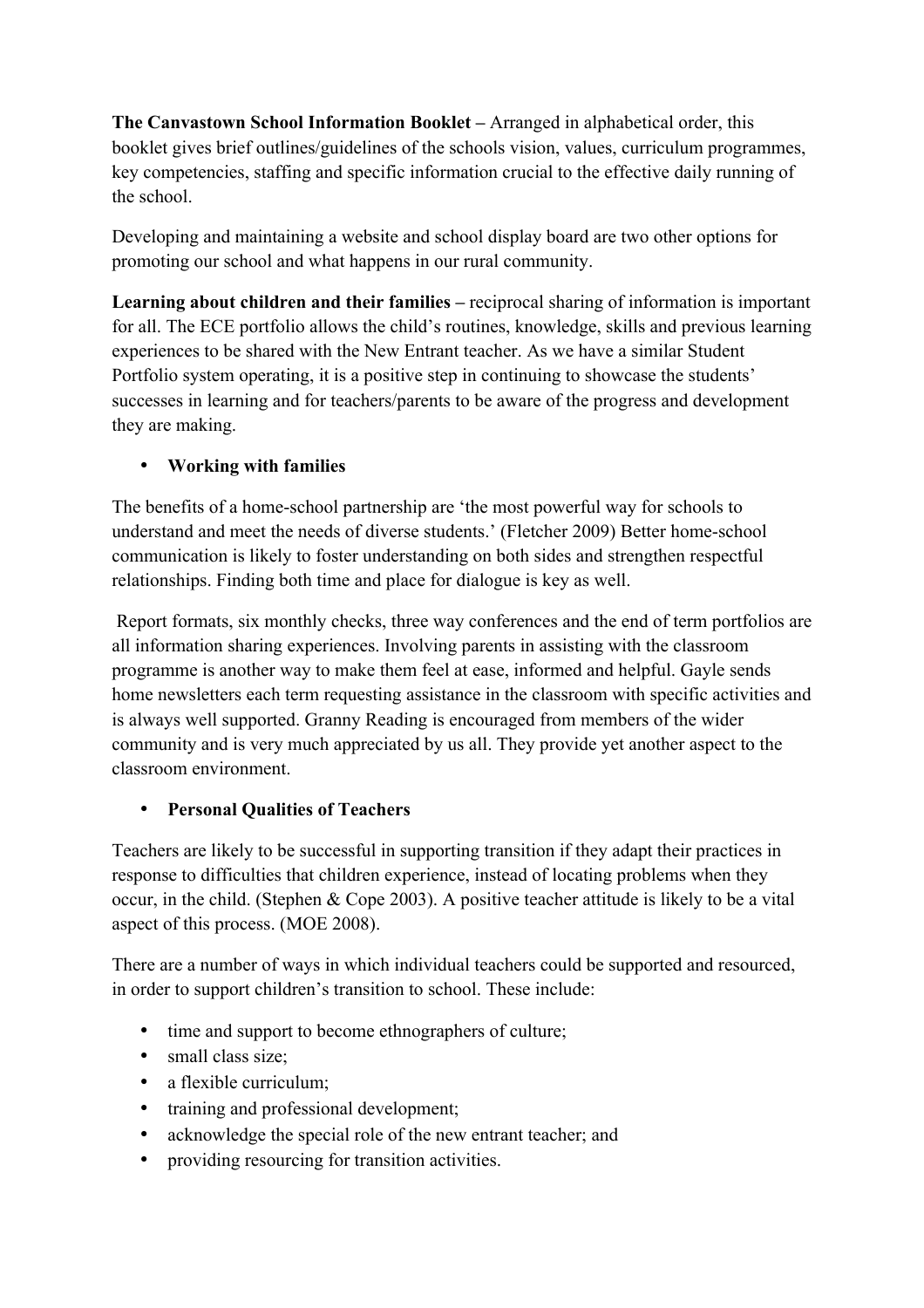**The Canvastown School Information Booklet –** Arranged in alphabetical order, this booklet gives brief outlines/guidelines of the schools vision, values, curriculum programmes, key competencies, staffing and specific information crucial to the effective daily running of the school.

Developing and maintaining a website and school display board are two other options for promoting our school and what happens in our rural community.

**Learning about children and their families –** reciprocal sharing of information is important for all. The ECE portfolio allows the child's routines, knowledge, skills and previous learning experiences to be shared with the New Entrant teacher. As we have a similar Student Portfolio system operating, it is a positive step in continuing to showcase the students' successes in learning and for teachers/parents to be aware of the progress and development they are making.

- **Working with families**

The benefits of a home-school partnership are 'the most powerful way for schools to understand and meet the needs of diverse students.' (Fletcher 2009) Better home-school communication is likely to foster understanding on both sides and strengthen respectful relationships. Finding both time and place for dialogue is key as well.

Report formats, six monthly checks, three way conferences and the end of term portfolios are all information sharing experiences. Involving parents in assisting with the classroom programme is another way to make them feel at ease, informed and helpful. Gayle sends home newsletters each term requesting assistance in the classroom with specific activities and is always well supported. Granny Reading is encouraged from members of the wider community and is very much appreciated by us all. They provide yet another aspect to the classroom environment.

- **Personal Qualities of Teachers**

Teachers are likely to be successful in supporting transition if they adapt their practices in response to difficulties that children experience, instead of locating problems when they occur, in the child. (Stephen & Cope 2003). A positive teacher attitude is likely to be a vital aspect of this process. (MOE 2008).

There are a number of ways in which individual teachers could be supported and resourced, in order to support children's transition to school. These include:

- time and support to become ethnographers of culture;
- small class size;
- a flexible curriculum;
- training and professional development;
- acknowledge the special role of the new entrant teacher; and
- providing resourcing for transition activities.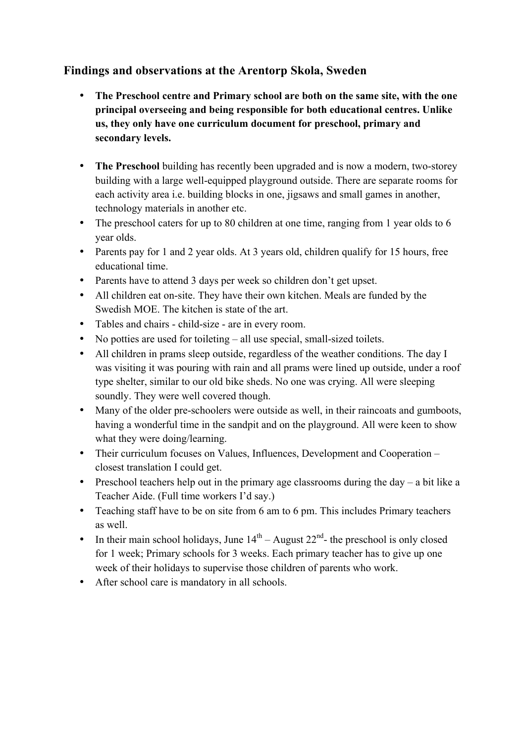## Findings and observations at the Arentorp Skola, Sweden

- **The Preschool centre and Primary school are both on the same site, with the one principal overseeing and being responsible for both educational centres. Unlike us, they only have one curriculum document for preschool, primary and secondary levels.**

- **The Preschool** building has recently been upgraded and is now a modern, two-storey building with a large well-equipped playground outside. There are separate rooms for each activity area i.e. building blocks in one, jigsaws and small games in another, technology materials in another etc.
- The preschool caters for up to 80 children at one time, ranging from 1 year olds to 6 year olds.
- Parents pay for 1 and 2 year olds. At 3 years old, children qualify for 15 hours, free educational time.
- Parents have to attend 3 days per week so children don't get upset.
- All children eat on-site. They have their own kitchen. Meals are funded by the Swedish MOE. The kitchen is state of the art.
- Tables and chairs - child-size - are in every room.
- No potties are used for toileting – all use special, small-sized toilets.
- All children in prams sleep outside, regardless of the weather conditions. The day I was visiting it was pouring with rain and all prams were lined up outside, under a roof type shelter, similar to our old bike sheds. No one was crying. All were sleeping soundly. They were well covered though.
- Many of the older pre-schoolers were outside as well, in their raincoats and gumboots, having a wonderful time in the sandpit and on the playground. All were keen to show what they were doing/learning.
- Their curriculum focuses on Values, Influences, Development and Cooperation – closest translation I could get.
- Preschool teachers help out in the primary age classrooms during the day – a bit like a Teacher Aide. (Full time workers I'd say.)
- Teaching staff have to be on site from 6 am to 6 pm. This includes Primary teachers as well.
- In their main school holidays, June 14th – August 22nd- the preschool is only closed for 1 week; Primary schools for 3 weeks. Each primary teacher has to give up one week of their holidays to supervise those children of parents who work.
- After school care is mandatory in all schools.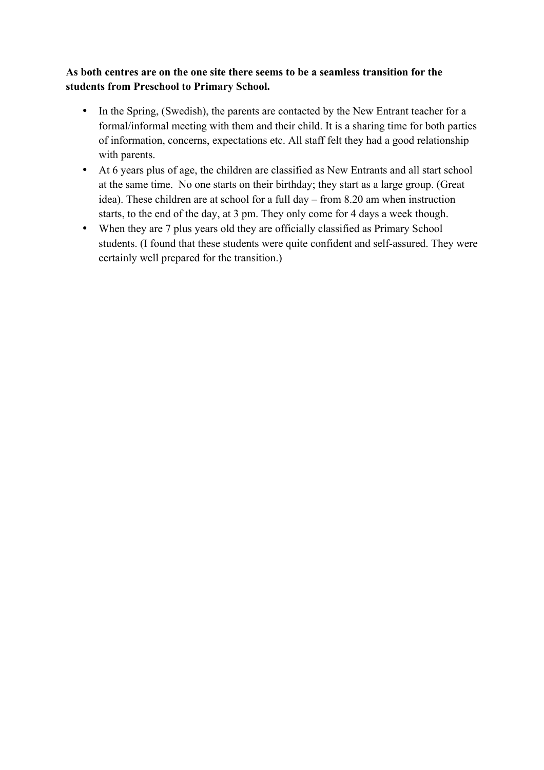**As both centres are on the one site there seems to be a seamless transition for the students from Preschool to Primary School.**

- In the Spring, (Swedish), the parents are contacted by the New Entrant teacher for a formal/informal meeting with them and their child. It is a sharing time for both parties of information, concerns, expectations etc. All staff felt they had a good relationship with parents.
- At 6 years plus of age, the children are classified as New Entrants and all start school at the same time. No one starts on their birthday; they start as a large group. (Great idea). These children are at school for a full day – from 8.20 am when instruction starts, to the end of the day, at 3 pm. They only come for 4 days a week though.
- When they are 7 plus years old they are officially classified as Primary School students. (I found that these students were quite confident and self-assured. They were certainly well prepared for the transition.)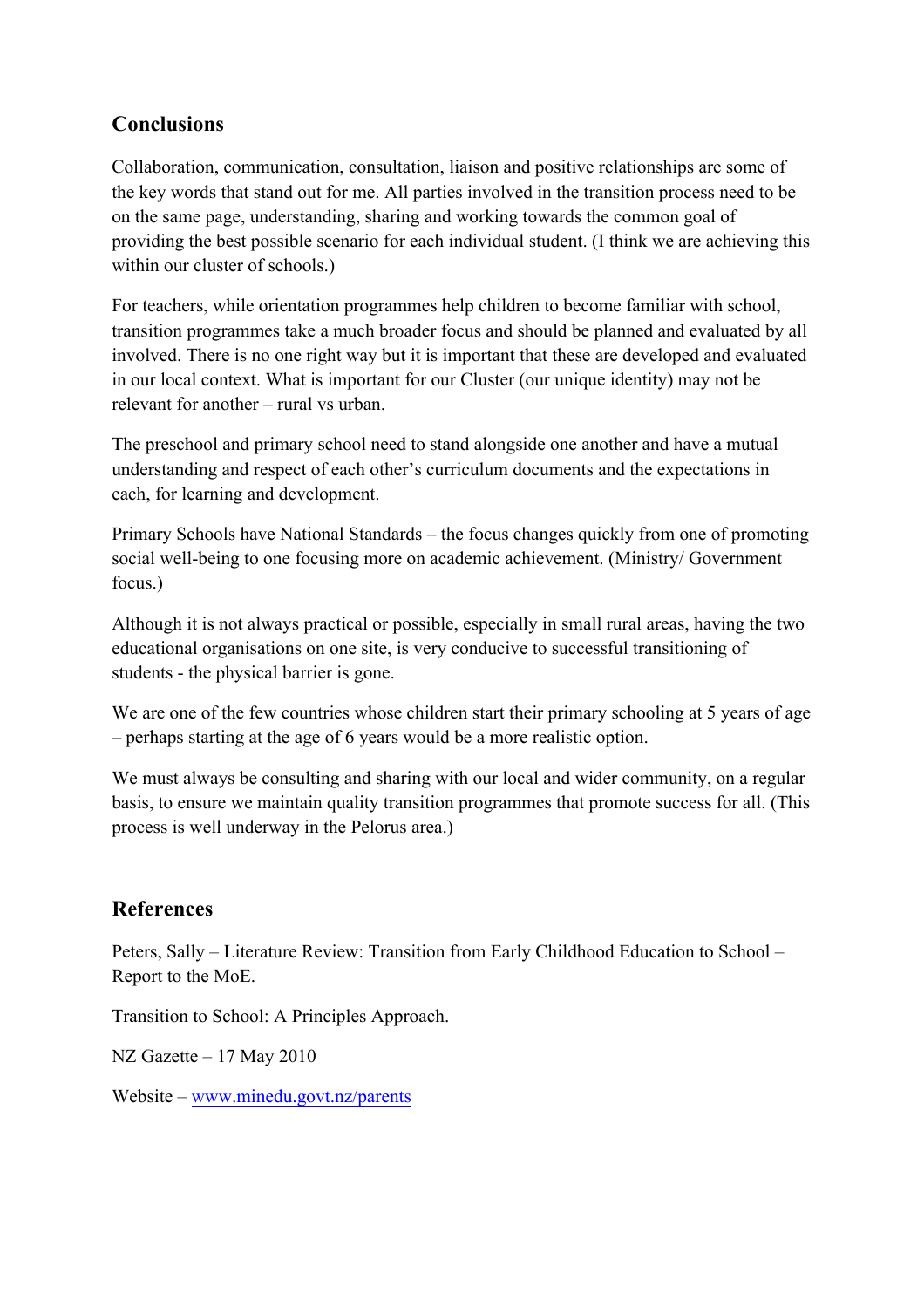## Conclusions

Collaboration, communication, consultation, liaison and positive relationships are some of the key words that stand out for me. All parties involved in the transition process need to be on the same page, understanding, sharing and working towards the common goal of providing the best possible scenario for each individual student. (I think we are achieving this within our cluster of schools.)

For teachers, while orientation programmes help children to become familiar with school, transition programmes take a much broader focus and should be planned and evaluated by all involved. There is no one right way but it is important that these are developed and evaluated in our local context. What is important for our Cluster (our unique identity) may not be relevant for another – rural vs urban.

The preschool and primary school need to stand alongside one another and have a mutual understanding and respect of each other's curriculum documents and the expectations in each, for learning and development.

Primary Schools have National Standards – the focus changes quickly from one of promoting social well-being to one focusing more on academic achievement. (Ministry/ Government focus.)

Although it is not always practical or possible, especially in small rural areas, having the two educational organisations on one site, is very conducive to successful transitioning of students - the physical barrier is gone.

We are one of the few countries whose children start their primary schooling at 5 years of age – perhaps starting at the age of 6 years would be a more realistic option.

We must always be consulting and sharing with our local and wider community, on a regular basis, to ensure we maintain quality transition programmes that promote success for all. (This process is well underway in the Pelorus area.)

## References

Peters, Sally – Literature Review: Transition from Early Childhood Education to School – Report to the MoE.

Transition to School: A Principles Approach.

NZ Gazette – 17 May 2010

Website – www.minedu.govt.nz/parents